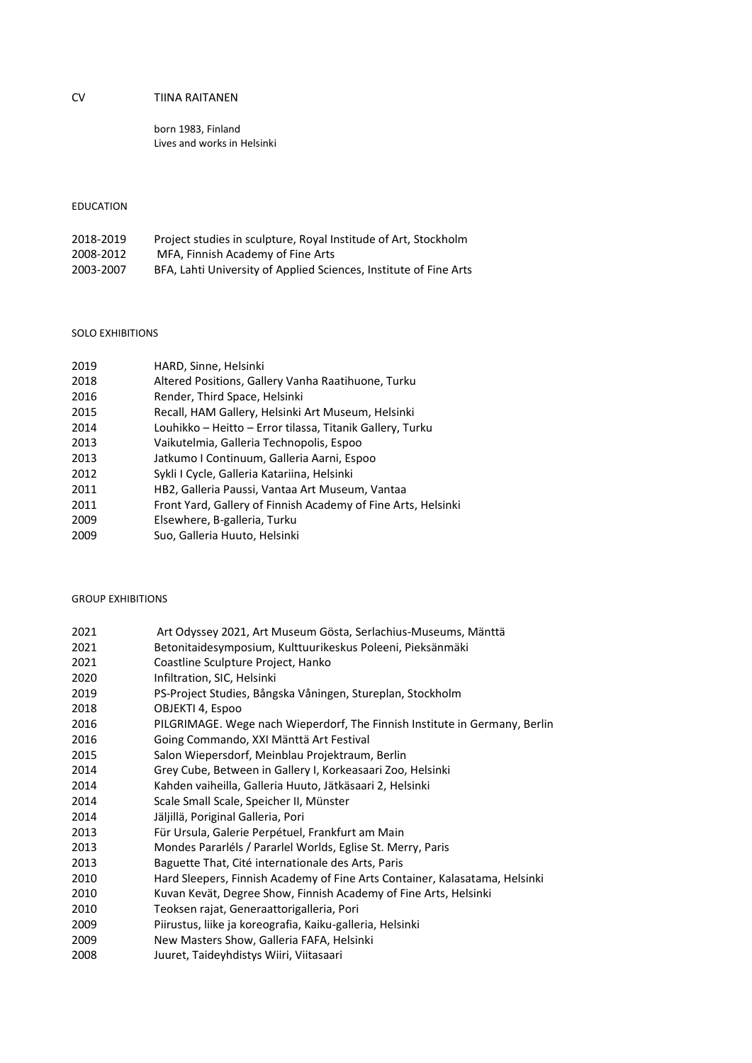# CV TIINA RAITANEN

born 1983, Finland
Lives and works in Helsinki

## EDUCATION

2018-2019 Project studies in sculpture, Royal Institute of Art, Stockholm
2008-2012 MFA, Finnish Academy of Fine Arts
2003-2007 BFA, Lahti University of Applied Sciences, Institute of Fine Arts

## SOLO EXHIBITIONS

2019 HARD, Sinne, Helsinki
2018 Altered Positions, Gallery Vanha Raatihuone, Turku
2016 Render, Third Space, Helsinki
2015 Recall, HAM Gallery, Helsinki Art Museum, Helsinki
2014 Louhikko – Heitto – Error tilassa, Titanik Gallery, Turku
2013 Vaikutelmia, Galleria Technopolis, Espoo
2013 Jatkumo I Continuum, Galleria Aarni, Espoo
2012 Sykli I Cycle, Galleria Katariina, Helsinki
2011 HB2, Galleria Paussi, Vantaa Art Museum, Vantaa
2011 Front Yard, Gallery of Finnish Academy of Fine Arts, Helsinki
2009 Elsewhere, B-galleria, Turku
2009 Suo, Galleria Huuto, Helsinki

## GROUP EXHIBITIONS

2021 Art Odyssey 2021, Art Museum Gösta, Serlachius-Museums, Mänttä
2021 Betonitaidesymposium, Kulttuurikeskus Poleeni, Pieksänmäki
2021 Coastline Sculpture Project, Hanko
2020 Infiltration, SIC, Helsinki
2019 PS-Project Studies, Bångska Våningen, Stureplan, Stockholm
2018 OBJEKTI 4, Espoo
2016 PILGRIMAGE. Wege nach Wieperdorf, The Finnish Institute in Germany, Berlin
2016 Going Commando, XXI Mänttä Art Festival
2015 Salon Wiepersdorf, Meinblau Projektraum, Berlin
2014 Grey Cube, Between in Gallery I, Korkeasaari Zoo, Helsinki
2014 Kahden vaiheilla, Galleria Huuto, Jätkäsaari 2, Helsinki
2014 Scale Small Scale, Speicher II, Münster
2014 Jäljillä, Poriginal Galleria, Pori
2013 Für Ursula, Galerie Perpétuel, Frankfurt am Main
2013 Mondes Pararléls / Pararlel Worlds, Eglise St. Merry, Paris
2013 Baguette That, Cité internationale des Arts, Paris
2010 Hard Sleepers, Finnish Academy of Fine Arts Container, Kalasatama, Helsinki
2010 Kuvan Kevät, Degree Show, Finnish Academy of Fine Arts, Helsinki
2010 Teoksen rajat, Generaattorigalleria, Pori
2009 Piirustus, liike ja koreografia, Kaiku-galleria, Helsinki
2009 New Masters Show, Galleria FAFA, Helsinki
2008 Juuret, Taideyhdistys Wiiri, Viitasaari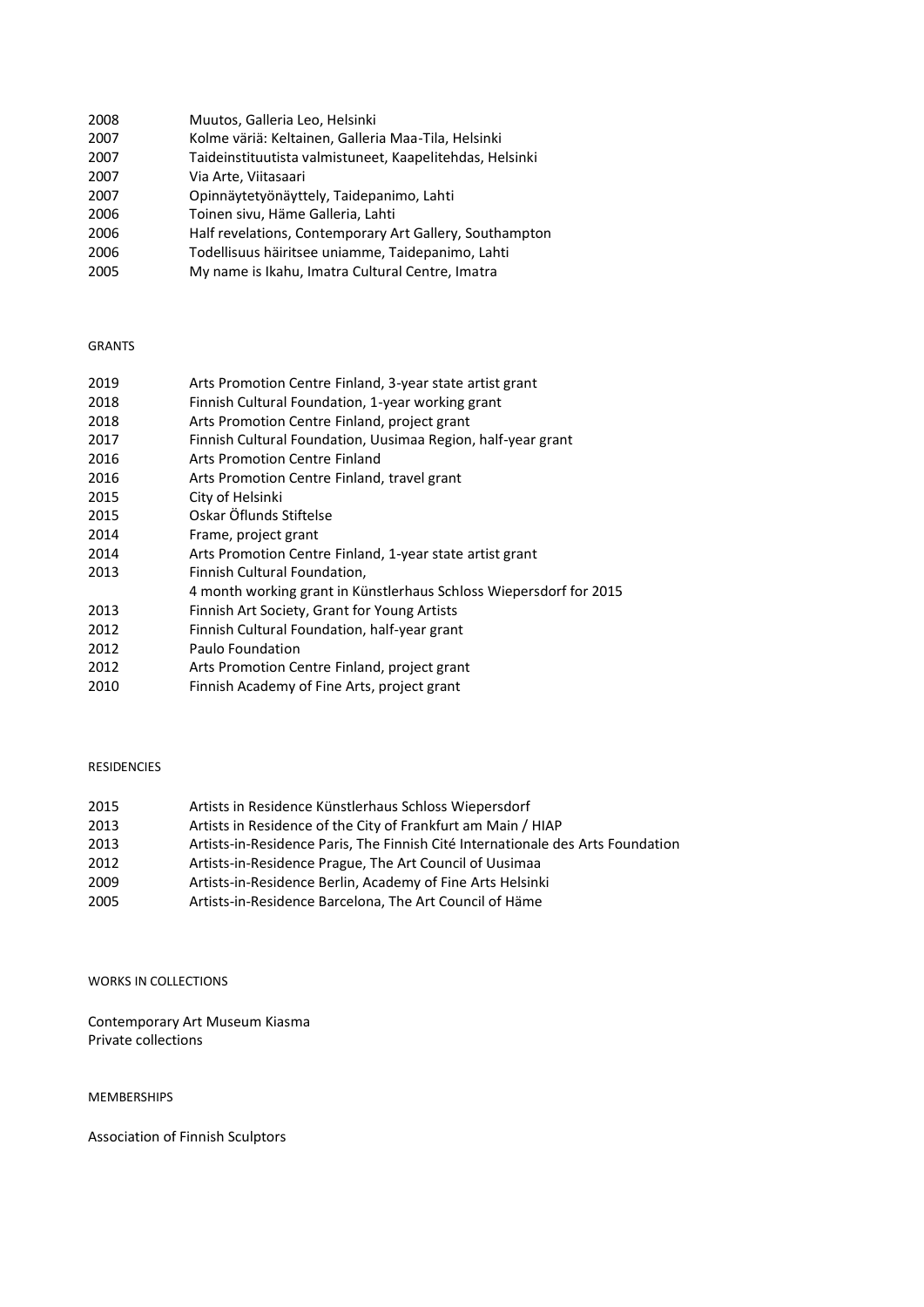| | |
|---|---|
| 2008 | Muutos, Galleria Leo, Helsinki |
| 2007 | Kolme väriä: Keltainen, Galleria Maa-Tila, Helsinki |
| 2007 | Taideinstituutista valmistuneet, Kaapelitehdas, Helsinki |
| 2007 | Via Arte, Viitasaari |
| 2007 | Opinnäytetyönäyttely, Taidepanimo, Lahti |
| 2006 | Toinen sivu, Häme Galleria, Lahti |
| 2006 | Half revelations, Contemporary Art Gallery, Southampton |
| 2006 | Todellisuus häiritsee uniamme, Taidepanimo, Lahti |
| 2005 | My name is Ikahu, Imatra Cultural Centre, Imatra |

GRANTS

| | |
|---|---|
| 2019 | Arts Promotion Centre Finland, 3-year state artist grant |
| 2018 | Finnish Cultural Foundation, 1-year working grant |
| 2018 | Arts Promotion Centre Finland, project grant |
| 2017 | Finnish Cultural Foundation, Uusimaa Region, half-year grant |
| 2016 | Arts Promotion Centre Finland |
| 2016 | Arts Promotion Centre Finland, travel grant |
| 2015 | City of Helsinki |
| 2015 | Oskar Öflunds Stiftelse |
| 2014 | Frame, project grant |
| 2014 | Arts Promotion Centre Finland, 1-year state artist grant |
| 2013 | Finnish Cultural Foundation, 4 month working grant in Künstlerhaus Schloss Wiepersdorf for 2015 |
| 2013 | Finnish Art Society, Grant for Young Artists |
| 2012 | Finnish Cultural Foundation, half-year grant |
| 2012 | Paulo Foundation |
| 2012 | Arts Promotion Centre Finland, project grant |
| 2010 | Finnish Academy of Fine Arts, project grant |

RESIDENCIES

| | |
|---|---|
| 2015 | Artists in Residence Künstlerhaus Schloss Wiepersdorf |
| 2013 | Artists in Residence of the City of Frankfurt am Main / HIAP |
| 2013 | Artists-in-Residence Paris, The Finnish Cité Internationale des Arts Foundation |
| 2012 | Artists-in-Residence Prague, The Art Council of Uusimaa |
| 2009 | Artists-in-Residence Berlin, Academy of Fine Arts Helsinki |
| 2005 | Artists-in-Residence Barcelona, The Art Council of Häme |

WORKS IN COLLECTIONS

Contemporary Art Museum Kiasma
Private collections

MEMBERSHIPS

Association of Finnish Sculptors